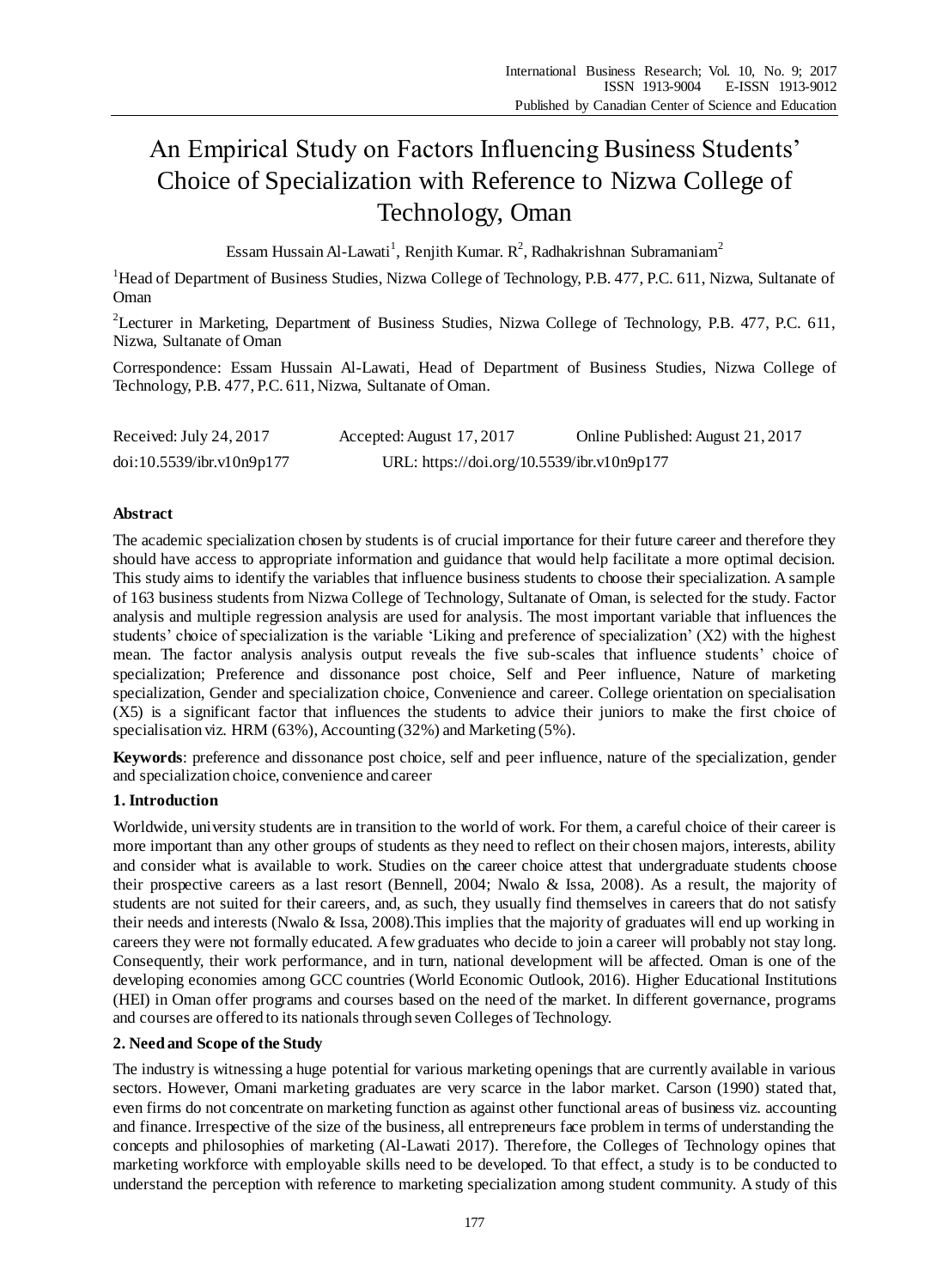# An Empirical Study on Factors Influencing Business Students' Choice of Specialization with Reference to Nizwa College of Technology, Oman

Essam Hussain Al-Lawati[1], Renjith Kumar. R[2], Radhakrishnan Subramaniam[2]

[1]Head of Department of Business Studies, Nizwa College of Technology, P.B. 477, P.C. 611, Nizwa, Sultanate of Oman

[2]Lecturer in Marketing, Department of Business Studies, Nizwa College of Technology, P.B. 477, P.C. 611, Nizwa, Sultanate of Oman

Correspondence: Essam Hussain Al-Lawati, Head of Department of Business Studies, Nizwa College of Technology, P.B. 477, P.C. 611, Nizwa, Sultanate of Oman.

Received: July 24, 2017 Accepted: August 17, 2017 Online Published: August 21, 2017

doi:10.5539/ibr.v10n9p177 URL: https://doi.org/10.5539/ibr.v10n9p177

## Abstract

The academic specialization chosen by students is of crucial importance for their future career and therefore they should have access to appropriate information and guidance that would help facilitate a more optimal decision. This study aims to identify the variables that influence business students to choose their specialization. A sample of 163 business students from Nizwa College of Technology, Sultanate of Oman, is selected for the study. Factor analysis and multiple regression analysis are used for analysis. The most important variable that influences the students' choice of specialization is the variable 'Liking and preference of specialization' (X2) with the highest mean. The factor analysis analysis output reveals the five sub-scales that influence students' choice of specialization; Preference and dissonance post choice, Self and Peer influence, Nature of marketing specialization, Gender and specialization choice, Convenience and career. College orientation on specialisation (X5) is a significant factor that influences the students to advice their juniors to make the first choice of specialisation viz. HRM (63%), Accounting (32%) and Marketing (5%).

**Keywords**: preference and dissonance post choice, self and peer influence, nature of the specialization, gender and specialization choice, convenience and career

## 1. Introduction

Worldwide, university students are in transition to the world of work. For them, a careful choice of their career is more important than any other groups of students as they need to reflect on their chosen majors, interests, ability and consider what is available to work. Studies on the career choice attest that undergraduate students choose their prospective careers as a last resort (Bennell, 2004; Nwalo & Issa, 2008). As a result, the majority of students are not suited for their careers, and, as such, they usually find themselves in careers that do not satisfy their needs and interests (Nwalo & Issa, 2008).This implies that the majority of graduates will end up working in careers they were not formally educated. A few graduates who decide to join a career will probably not stay long. Consequently, their work performance, and in turn, national development will be affected. Oman is one of the developing economies among GCC countries (World Economic Outlook, 2016). Higher Educational Institutions (HEI) in Oman offer programs and courses based on the need of the market. In different governance, programs and courses are offered to its nationals through seven Colleges of Technology.

## 2. Need and Scope of the Study

The industry is witnessing a huge potential for various marketing openings that are currently available in various sectors. However, Omani marketing graduates are very scarce in the labor market. Carson (1990) stated that, even firms do not concentrate on marketing function as against other functional areas of business viz. accounting and finance. Irrespective of the size of the business, all entrepreneurs face problem in terms of understanding the concepts and philosophies of marketing (Al-Lawati 2017). Therefore, the Colleges of Technology opines that marketing workforce with employable skills need to be developed. To that effect, a study is to be conducted to understand the perception with reference to marketing specialization among student community. A study of this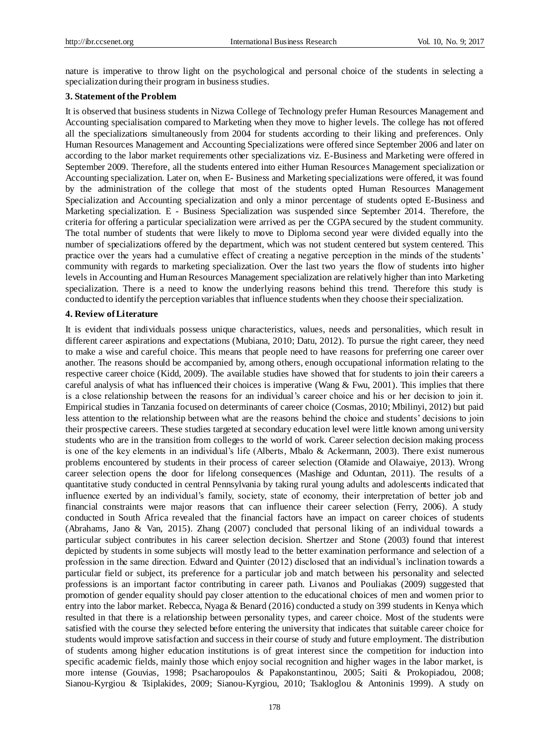nature is imperative to throw light on the psychological and personal choice of the students in selecting a specialization during their program in business studies.

## 3. Statement of the Problem

It is observed that business students in Nizwa College of Technology prefer Human Resources Management and Accounting specialisation compared to Marketing when they move to higher levels. The college has not offered all the specializations simultaneously from 2004 for students according to their liking and preferences. Only Human Resources Management and Accounting Specializations were offered since September 2006 and later on according to the labor market requirements other specializations viz. E-Business and Marketing were offered in September 2009. Therefore, all the students entered into either Human Resources Management specialization or Accounting specialization. Later on, when E- Business and Marketing specializations were offered, it was found by the administration of the college that most of the students opted Human Resources Management Specialization and Accounting specialization and only a minor percentage of students opted E-Business and Marketing specialization. E - Business Specialization was suspended since September 2014. Therefore, the criteria for offering a particular specialization were arrived as per the CGPA secured by the student community. The total number of students that were likely to move to Diploma second year were divided equally into the number of specializations offered by the department, which was not student centered but system centered. This practice over the years had a cumulative effect of creating a negative perception in the minds of the students' community with regards to marketing specialization. Over the last two years the flow of students into higher levels in Accounting and Human Resources Management specialization are relatively higher than into Marketing specialization. There is a need to know the underlying reasons behind this trend. Therefore this study is conducted to identify the perception variables that influence students when they choose their specialization.

## 4. Review of Literature

It is evident that individuals possess unique characteristics, values, needs and personalities, which result in different career aspirations and expectations (Mubiana, 2010; Datu, 2012). To pursue the right career, they need to make a wise and careful choice. This means that people need to have reasons for preferring one career over another. The reasons should be accompanied by, among others, enough occupational information relating to the respective career choice (Kidd, 2009). The available studies have showed that for students to join their careers a careful analysis of what has influenced their choices is imperative (Wang & Fwu, 2001). This implies that there is a close relationship between the reasons for an individual's career choice and his or her decision to join it. Empirical studies in Tanzania focused on determinants of career choice (Cosmas, 2010; Mbilinyi, 2012) but paid less attention to the relationship between what are the reasons behind the choice and students' decisions to join their prospective careers. These studies targeted at secondary education level were little known among university students who are in the transition from colleges to the world of work. Career selection decision making process is one of the key elements in an individual's life (Alberts, Mbalo & Ackermann, 2003). There exist numerous problems encountered by students in their process of career selection (Olamide and Olawaiye, 2013). Wrong career selection opens the door for lifelong consequences (Mashige and Oduntan, 2011). The results of a quantitative study conducted in central Pennsylvania by taking rural young adults and adolescents indicated that influence exerted by an individual's family, society, state of economy, their interpretation of better job and financial constraints were major reasons that can influence their career selection (Ferry, 2006). A study conducted in South Africa revealed that the financial factors have an impact on career choices of students (Abrahams, Jano & Van, 2015). Zhang (2007) concluded that personal liking of an individual towards a particular subject contributes in his career selection decision. Shertzer and Stone (2003) found that interest depicted by students in some subjects will mostly lead to the better examination performance and selection of a profession in the same direction. Edward and Quinter (2012) disclosed that an individual's inclination towards a particular field or subject, its preference for a particular job and match between his personality and selected professions is an important factor contributing in career path. Livanos and Pouliakas (2009) suggested that promotion of gender equality should pay closer attention to the educational choices of men and women prior to entry into the labor market. Rebecca, Nyaga & Benard (2016) conducted a study on 399 students in Kenya which resulted in that there is a relationship between personality types, and career choice. Most of the students were satisfied with the course they selected before entering the university that indicates that suitable career choice for students would improve satisfaction and success in their course of study and future employment. The distribution of students among higher education institutions is of great interest since the competition for induction into specific academic fields, mainly those which enjoy social recognition and higher wages in the labor market, is more intense (Gouvias, 1998; Psacharopoulos & Papakonstantinou, 2005; Saiti & Prokopiadou, 2008; Sianou-Kyrgiou & Tsiplakides, 2009; Sianou-Kyrgiou, 2010; Tsakloglou & Antoninis 1999). A study on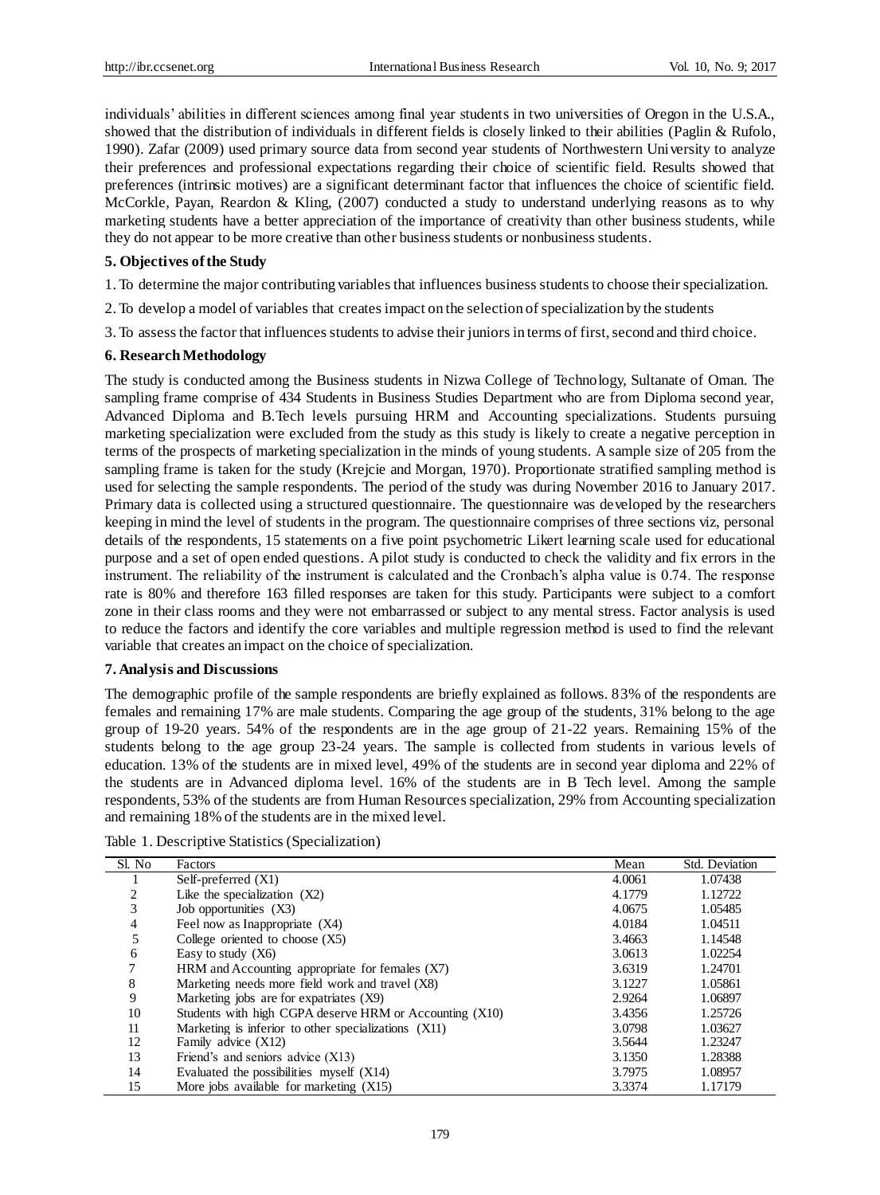individuals' abilities in different sciences among final year students in two universities of Oregon in the U.S.A., showed that the distribution of individuals in different fields is closely linked to their abilities (Paglin & Rufolo, 1990). Zafar (2009) used primary source data from second year students of Northwestern University to analyze their preferences and professional expectations regarding their choice of scientific field. Results showed that preferences (intrinsic motives) are a significant determinant factor that influences the choice of scientific field. McCorkle, Payan, Reardon & Kling, (2007) conducted a study to understand underlying reasons as to why marketing students have a better appreciation of the importance of creativity than other business students, while they do not appear to be more creative than other business students or nonbusiness students.

## 5. Objectives of the Study

1. To determine the major contributing variables that influences business students to choose their specialization.

2. To develop a model of variables that creates impact on the selection of specialization by the students

3. To assess the factor that influences students to advise their juniors in terms of first, second and third choice.

## 6. Research Methodology

The study is conducted among the Business students in Nizwa College of Technology, Sultanate of Oman. The sampling frame comprise of 434 Students in Business Studies Department who are from Diploma second year, Advanced Diploma and B.Tech levels pursuing HRM and Accounting specializations. Students pursuing marketing specialization were excluded from the study as this study is likely to create a negative perception in terms of the prospects of marketing specialization in the minds of young students. A sample size of 205 from the sampling frame is taken for the study (Krejcie and Morgan, 1970). Proportionate stratified sampling method is used for selecting the sample respondents. The period of the study was during November 2016 to January 2017. Primary data is collected using a structured questionnaire. The questionnaire was developed by the researchers keeping in mind the level of students in the program. The questionnaire comprises of three sections viz, personal details of the respondents, 15 statements on a five point psychometric Likert learning scale used for educational purpose and a set of open ended questions. A pilot study is conducted to check the validity and fix errors in the instrument. The reliability of the instrument is calculated and the Cronbach's alpha value is 0.74. The response rate is 80% and therefore 163 filled responses are taken for this study. Participants were subject to a comfort zone in their class rooms and they were not embarrassed or subject to any mental stress. Factor analysis is used to reduce the factors and identify the core variables and multiple regression method is used to find the relevant variable that creates an impact on the choice of specialization.

## 7. Analysis and Discussions

The demographic profile of the sample respondents are briefly explained as follows. 83% of the respondents are females and remaining 17% are male students. Comparing the age group of the students, 31% belong to the age group of 19-20 years. 54% of the respondents are in the age group of 21-22 years. Remaining 15% of the students belong to the age group 23-24 years. The sample is collected from students in various levels of education. 13% of the students are in mixed level, 49% of the students are in second year diploma and 22% of the students are in Advanced diploma level. 16% of the students are in B Tech level. Among the sample respondents, 53% of the students are from Human Resources specialization, 29% from Accounting specialization and remaining 18% of the students are in the mixed level.

Table 1. Descriptive Statistics (Specialization)

| Sl. No | Factors | Mean | Std. Deviation |
|---|---|---|---|
| 1 | Self-preferred (X1) | 4.0061 | 1.07438 |
| 2 | Like the specialization (X2) | 4.1779 | 1.12722 |
| 3 | Job opportunities (X3) | 4.0675 | 1.05485 |
| 4 | Feel now as Inappropriate (X4) | 4.0184 | 1.04511 |
| 5 | College oriented to choose (X5) | 3.4663 | 1.14548 |
| 6 | Easy to study (X6) | 3.0613 | 1.02254 |
| 7 | HRM and Accounting appropriate for females (X7) | 3.6319 | 1.24701 |
| 8 | Marketing needs more field work and travel (X8) | 3.1227 | 1.05861 |
| 9 | Marketing jobs are for expatriates (X9) | 2.9264 | 1.06897 |
| 10 | Students with high CGPA deserve HRM or Accounting (X10) | 3.4356 | 1.25726 |
| 11 | Marketing is inferior to other specializations (X11) | 3.0798 | 1.03627 |
| 12 | Family advice (X12) | 3.5644 | 1.23247 |
| 13 | Friend's and seniors advice (X13) | 3.1350 | 1.28388 |
| 14 | Evaluated the possibilities myself (X14) | 3.7975 | 1.08957 |
| 15 | More jobs available for marketing (X15) | 3.3374 | 1.17179 |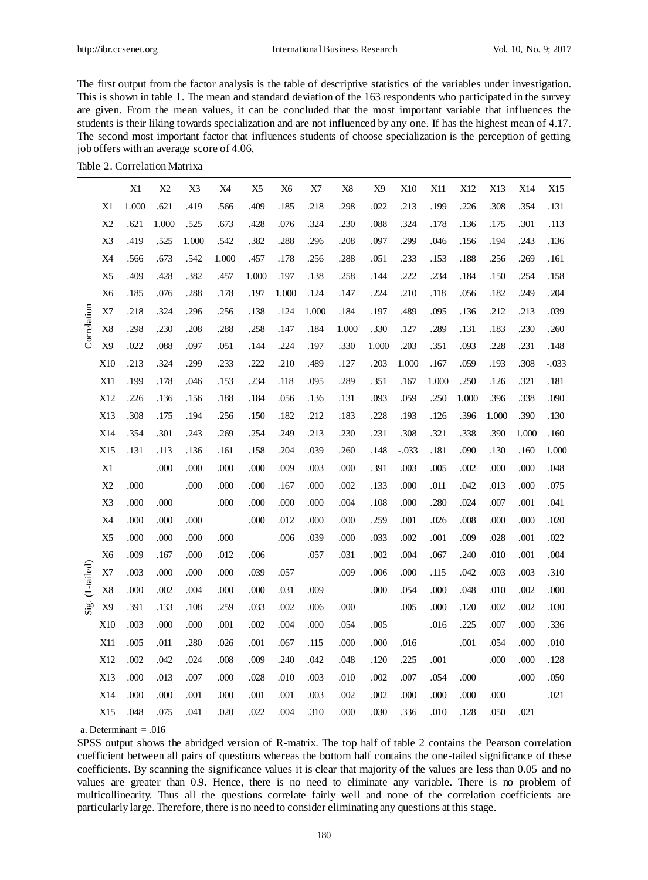The first output from the factor analysis is the table of descriptive statistics of the variables under investigation. This is shown in table 1. The mean and standard deviation of the 163 respondents who participated in the survey are given. From the mean values, it can be concluded that the most important variable that influences the students is their liking towards specialization and are not influenced by any one. If has the highest mean of 4.17. The second most important factor that influences students of choose specialization is the perception of getting job offers with an average score of 4.06.

Table 2. Correlation Matrixa

| | | X1 | X2 | X3 | X4 | X5 | X6 | X7 | X8 | X9 | X10 | X11 | X12 | X13 | X14 | X15 |
|---|---|---|---|---|---|---|---|---|---|---|---|---|---|---|---|---|
| Correlation | X1 | 1.000 | .621 | .419 | .566 | .409 | .185 | .218 | .298 | .022 | .213 | .199 | .226 | .308 | .354 | .131 |
| | X2 | .621 | 1.000 | .525 | .673 | .428 | .076 | .324 | .230 | .088 | .324 | .178 | .136 | .175 | .301 | .113 |
| | X3 | .419 | .525 | 1.000 | .542 | .382 | .288 | .296 | .208 | .097 | .299 | .046 | .156 | .194 | .243 | .136 |
| | X4 | .566 | .673 | .542 | 1.000 | .457 | .178 | .256 | .288 | .051 | .233 | .153 | .188 | .256 | .269 | .161 |
| | X5 | .409 | .428 | .382 | .457 | 1.000 | .197 | .138 | .258 | .144 | .222 | .234 | .184 | .150 | .254 | .158 |
| | X6 | .185 | .076 | .288 | .178 | .197 | 1.000 | .124 | .147 | .224 | .210 | .118 | .056 | .182 | .249 | .204 |
| | X7 | .218 | .324 | .296 | .256 | .138 | .124 | 1.000 | .184 | .197 | .489 | .095 | .136 | .212 | .213 | .039 |
| | X8 | .298 | .230 | .208 | .288 | .258 | .147 | .184 | 1.000 | .330 | .127 | .289 | .131 | .183 | .230 | .260 |
| | X9 | .022 | .088 | .097 | .051 | .144 | .224 | .197 | .330 | 1.000 | .203 | .351 | .093 | .228 | .231 | .148 |
| | X10 | .213 | .324 | .299 | .233 | .222 | .210 | .489 | .127 | .203 | 1.000 | .167 | .059 | .193 | .308 | -.033 |
| | X11 | .199 | .178 | .046 | .153 | .234 | .118 | .095 | .289 | .351 | .167 | 1.000 | .250 | .126 | .321 | .181 |
| | X12 | .226 | .136 | .156 | .188 | .184 | .056 | .136 | .131 | .093 | .059 | .250 | 1.000 | .396 | .338 | .090 |
| | X13 | .308 | .175 | .194 | .256 | .150 | .182 | .212 | .183 | .228 | .193 | .126 | .396 | 1.000 | .390 | .130 |
| | X14 | .354 | .301 | .243 | .269 | .254 | .249 | .213 | .230 | .231 | .308 | .321 | .338 | .390 | 1.000 | .160 |
| | X15 | .131 | .113 | .136 | .161 | .158 | .204 | .039 | .260 | .148 | -.033 | .181 | .090 | .130 | .160 | 1.000 |
| Sig. (1-tailed) | X1 | | .000 | .000 | .000 | .000 | .009 | .003 | .000 | .391 | .003 | .005 | .002 | .000 | .000 | .048 |
| | X2 | .000 | | .000 | .000 | .000 | .167 | .000 | .002 | .133 | .000 | .011 | .042 | .013 | .000 | .075 |
| | X3 | .000 | .000 | | .000 | .000 | .000 | .000 | .004 | .108 | .000 | .280 | .024 | .007 | .001 | .041 |
| | X4 | .000 | .000 | .000 | | .000 | .012 | .000 | .000 | .259 | .001 | .026 | .008 | .000 | .000 | .020 |
| | X5 | .000 | .000 | .000 | .000 | | .006 | .039 | .000 | .033 | .002 | .001 | .009 | .028 | .001 | .022 |
| | X6 | .009 | .167 | .000 | .012 | .006 | | .057 | .031 | .002 | .004 | .067 | .240 | .010 | .001 | .004 |
| | X7 | .003 | .000 | .000 | .000 | .039 | .057 | | .009 | .006 | .000 | .115 | .042 | .003 | .003 | .310 |
| | X8 | .000 | .002 | .004 | .000 | .000 | .031 | .009 | | .000 | .054 | .000 | .048 | .010 | .002 | .000 |
| | X9 | .391 | .133 | .108 | .259 | .033 | .002 | .006 | .000 | | .005 | .000 | .120 | .002 | .002 | .030 |
| | X10 | .003 | .000 | .000 | .001 | .002 | .004 | .000 | .054 | .005 | | .016 | .225 | .007 | .000 | .336 |
| | X11 | .005 | .011 | .280 | .026 | .001 | .067 | .115 | .000 | .000 | .016 | | .001 | .054 | .000 | .010 |
| | X12 | .002 | .042 | .024 | .008 | .009 | .240 | .042 | .048 | .120 | .225 | .001 | | .000 | .000 | .128 |
| | X13 | .000 | .013 | .007 | .000 | .028 | .010 | .003 | .010 | .002 | .007 | .054 | .000 | | .000 | .050 |
| | X14 | .000 | .000 | .001 | .000 | .001 | .001 | .003 | .002 | .002 | .000 | .000 | .000 | .000 | | .021 |
| | X15 | .048 | .075 | .041 | .020 | .022 | .004 | .310 | .000 | .030 | .336 | .010 | .128 | .050 | .021 | |

a. Determinant = .016

SPSS output shows the abridged version of R-matrix. The top half of table 2 contains the Pearson correlation coefficient between all pairs of questions whereas the bottom half contains the one-tailed significance of these coefficients. By scanning the significance values it is clear that majority of the values are less than 0.05 and no values are greater than 0.9. Hence, there is no need to eliminate any variable. There is no problem of multicollinearity. Thus all the questions correlate fairly well and none of the correlation coefficients are particularly large. Therefore, there is no need to consider eliminating any questions at this stage.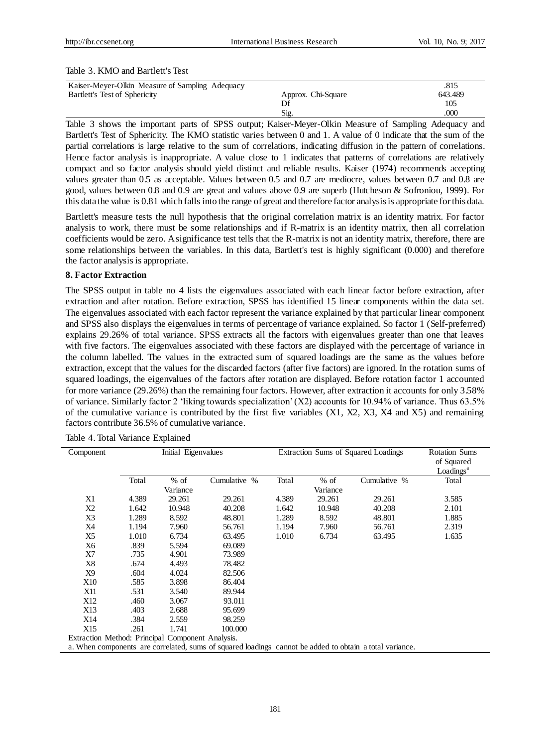Table 3. KMO and Bartlett's Test

| | | |
|---|---|---|
| Kaiser-Meyer-Olkin Measure of Sampling Adequacy | | .815 |
| Bartlett's Test of Sphericity | Approx. Chi-Square | 643.489 |
| | Df | 105 |
| | Sig. | .000 |

Table 3 shows the important parts of SPSS output; Kaiser-Meyer-Olkin Measure of Sampling Adequacy and Bartlett's Test of Sphericity. The KMO statistic varies between 0 and 1. A value of 0 indicate that the sum of the partial correlations is large relative to the sum of correlations, indicating diffusion in the pattern of correlations. Hence factor analysis is inappropriate. A value close to 1 indicates that patterns of correlations are relatively compact and so factor analysis should yield distinct and reliable results. Kaiser (1974) recommends accepting values greater than 0.5 as acceptable. Values between 0.5 and 0.7 are mediocre, values between 0.7 and 0.8 are good, values between 0.8 and 0.9 are great and values above 0.9 are superb (Hutcheson & Sofroniou, 1999). For this data the value is 0.81 which falls into the range of great and therefore factor analysis is appropriate for this data.

Bartlett's measure tests the null hypothesis that the original correlation matrix is an identity matrix. For factor analysis to work, there must be some relationships and if R-matrix is an identity matrix, then all correlation coefficients would be zero. A significance test tells that the R-matrix is not an identity matrix, therefore, there are some relationships between the variables. In this data, Bartlett's test is highly significant (0.000) and therefore the factor analysis is appropriate.

**8. Factor Extraction**

The SPSS output in table no 4 lists the eigenvalues associated with each linear factor before extraction, after extraction and after rotation. Before extraction, SPSS has identified 15 linear components within the data set. The eigenvalues associated with each factor represent the variance explained by that particular linear component and SPSS also displays the eigenvalues in terms of percentage of variance explained. So factor 1 (Self-preferred) explains 29.26% of total variance. SPSS extracts all the factors with eigenvalues greater than one that leaves with five factors. The eigenvalues associated with these factors are displayed with the percentage of variance in the column labelled. The values in the extracted sum of squared loadings are the same as the values before extraction, except that the values for the discarded factors (after five factors) are ignored. In the rotation sums of squared loadings, the eigenvalues of the factors after rotation are displayed. Before rotation factor 1 accounted for more variance (29.26%) than the remaining four factors. However, after extraction it accounts for only 3.58% of variance. Similarly factor 2 'liking towards specialization' (X2) accounts for 10.94% of variance. Thus 63.5% of the cumulative variance is contributed by the first five variables (X1, X2, X3, X4 and X5) and remaining factors contribute 36.5% of cumulative variance.

Table 4. Total Variance Explained

| Component | Initial Eigenvalues | | | Extraction Sums of Squared Loadings | | | Rotation Sums of Squared Loadings[a] |
|---|---|---|---|---|---|---|---|
| | Total | % of Variance | Cumulative % | Total | % of Variance | Cumulative % | Total |
| X1 | 4.389 | 29.261 | 29.261 | 4.389 | 29.261 | 29.261 | 3.585 |
| X2 | 1.642 | 10.948 | 40.208 | 1.642 | 10.948 | 40.208 | 2.101 |
| X3 | 1.289 | 8.592 | 48.801 | 1.289 | 8.592 | 48.801 | 1.885 |
| X4 | 1.194 | 7.960 | 56.761 | 1.194 | 7.960 | 56.761 | 2.319 |
| X5 | 1.010 | 6.734 | 63.495 | 1.010 | 6.734 | 63.495 | 1.635 |
| X6 | .839 | 5.594 | 69.089 | | | | |
| X7 | .735 | 4.901 | 73.989 | | | | |
| X8 | .674 | 4.493 | 78.482 | | | | |
| X9 | .604 | 4.024 | 82.506 | | | | |
| X10 | .585 | 3.898 | 86.404 | | | | |
| X11 | .531 | 3.540 | 89.944 | | | | |
| X12 | .460 | 3.067 | 93.011 | | | | |
| X13 | .403 | 2.688 | 95.699 | | | | |
| X14 | .384 | 2.559 | 98.259 | | | | |
| X15 | .261 | 1.741 | 100.000 | | | | |

Extraction Method: Principal Component Analysis.

a. When components are correlated, sums of squared loadings cannot be added to obtain a total variance.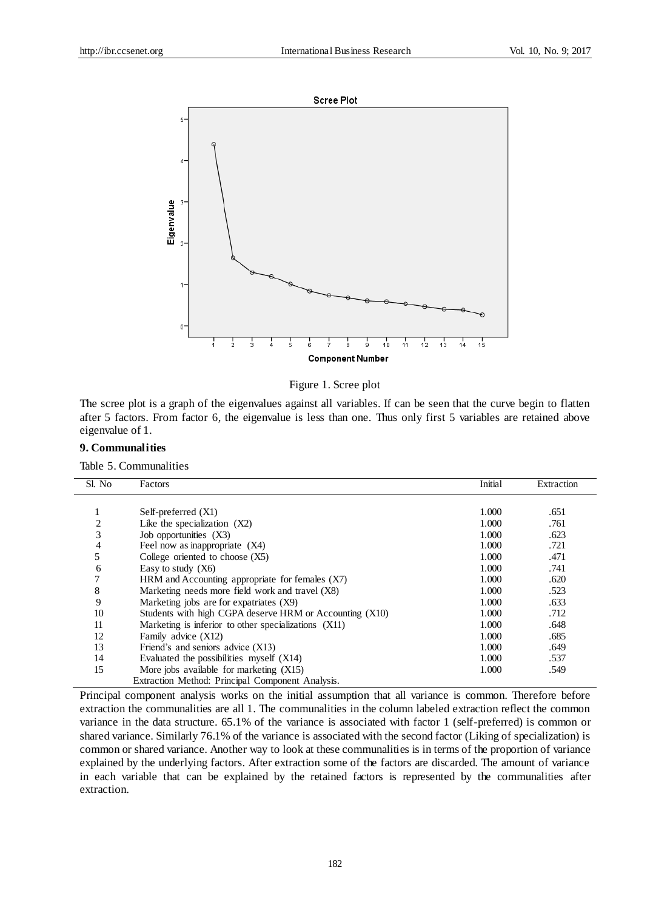Figure 1. Scree plot

The scree plot is a graph of the eigenvalues against all variables. If can be seen that the curve begin to flatten after 5 factors. From factor 6, the eigenvalue is less than one. Thus only first 5 variables are retained above eigenvalue of 1.

## 9. Communalities

Table 5. Communalities

| Sl. No | Factors | Initial | Extraction |
|---|---|---|---|
| 1 | Self-preferred (X1) | 1.000 | .651 |
| 2 | Like the specialization (X2) | 1.000 | .761 |
| 3 | Job opportunities (X3) | 1.000 | .623 |
| 4 | Feel now as inappropriate (X4) | 1.000 | .721 |
| 5 | College oriented to choose (X5) | 1.000 | .471 |
| 6 | Easy to study (X6) | 1.000 | .741 |
| 7 | HRM and Accounting appropriate for females (X7) | 1.000 | .620 |
| 8 | Marketing needs more field work and travel (X8) | 1.000 | .523 |
| 9 | Marketing jobs are for expatriates (X9) | 1.000 | .633 |
| 10 | Students with high CGPA deserve HRM or Accounting (X10) | 1.000 | .712 |
| 11 | Marketing is inferior to other specializations (X11) | 1.000 | .648 |
| 12 | Family advice (X12) | 1.000 | .685 |
| 13 | Friend's and seniors advice (X13) | 1.000 | .649 |
| 14 | Evaluated the possibilities myself (X14) | 1.000 | .537 |
| 15 | More jobs available for marketing (X15) | 1.000 | .549 |

Extraction Method: Principal Component Analysis.

Principal component analysis works on the initial assumption that all variance is common. Therefore before extraction the communalities are all 1. The communalities in the column labeled extraction reflect the common variance in the data structure. 65.1% of the variance is associated with factor 1 (self-preferred) is common or shared variance. Similarly 76.1% of the variance is associated with the second factor (Liking of specialization) is common or shared variance. Another way to look at these communalities is in terms of the proportion of variance explained by the underlying factors. After extraction some of the factors are discarded. The amount of variance in each variable that can be explained by the retained factors is represented by the communalities after extraction.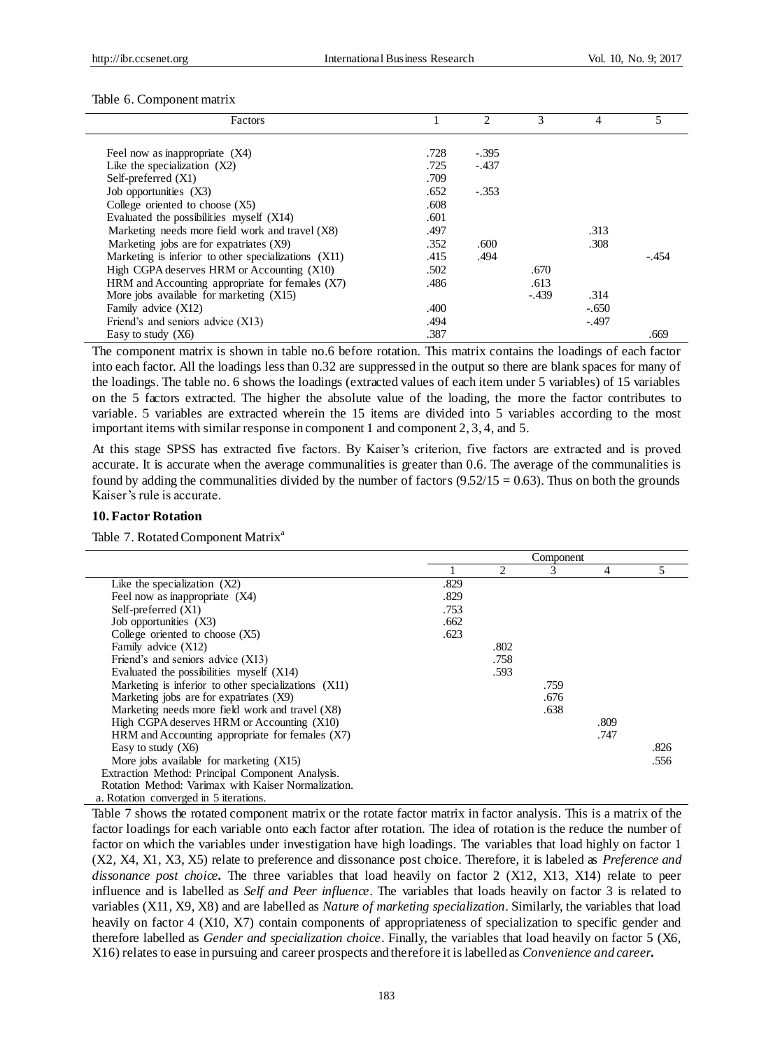Table 6. Component matrix

| Factors | 1 | 2 | 3 | 4 | 5 |
|---|---|---|---|---|---|
| Feel now as inappropriate (X4) | .728 | -.395 | | | |
| Like the specialization (X2) | .725 | -.437 | | | |
| Self-preferred (X1) | .709 | | | | |
| Job opportunities (X3) | .652 | -.353 | | | |
| College oriented to choose (X5) | .608 | | | | |
| Evaluated the possibilities myself (X14) | .601 | | | | |
| Marketing needs more field work and travel (X8) | .497 | | | .313 | |
| Marketing jobs are for expatriates (X9) | .352 | .600 | | .308 | |
| Marketing is inferior to other specializations (X11) | .415 | .494 | | | -.454 |
| High CGPA deserves HRM or Accounting (X10) | .502 | | .670 | | |
| HRM and Accounting appropriate for females (X7) | .486 | | .613 | | |
| More jobs available for marketing (X15) | | | -.439 | .314 | |
| Family advice (X12) | .400 | | | -.650 | |
| Friend's and seniors advice (X13) | .494 | | | -.497 | |
| Easy to study (X6) | .387 | | | | .669 |

The component matrix is shown in table no.6 before rotation. This matrix contains the loadings of each factor into each factor. All the loadings less than 0.32 are suppressed in the output so there are blank spaces for many of the loadings. The table no. 6 shows the loadings (extracted values of each item under 5 variables) of 15 variables on the 5 factors extracted. The higher the absolute value of the loading, the more the factor contributes to variable. 5 variables are extracted wherein the 15 items are divided into 5 variables according to the most important items with similar response in component 1 and component 2, 3, 4, and 5.

At this stage SPSS has extracted five factors. By Kaiser's criterion, five factors are extracted and is proved accurate. It is accurate when the average communalities is greater than 0.6. The average of the communalities is found by adding the communalities divided by the number of factors (9.52/15 = 0.63). Thus on both the grounds Kaiser's rule is accurate.

## 10. Factor Rotation

Table 7. Rotated Component Matrix[a]

| | Component | | | | |
|---|---|---|---|---|---|
| | 1 | 2 | 3 | 4 | 5 |
| Like the specialization (X2) | .829 | | | | |
| Feel now as inappropriate (X4) | .829 | | | | |
| Self-preferred (X1) | .753 | | | | |
| Job opportunities (X3) | .662 | | | | |
| College oriented to choose (X5) | .623 | | | | |
| Family advice (X12) | | .802 | | | |
| Friend's and seniors advice (X13) | | .758 | | | |
| Evaluated the possibilities myself (X14) | | .593 | | | |
| Marketing is inferior to other specializations (X11) | | | .759 | | |
| Marketing jobs are for expatriates (X9) | | | .676 | | |
| Marketing needs more field work and travel (X8) | | | .638 | | |
| High CGPA deserves HRM or Accounting (X10) | | | | .809 | |
| HRM and Accounting appropriate for females (X7) | | | | .747 | |
| Easy to study (X6) | | | | | .826 |
| More jobs available for marketing (X15) | | | | | .556 |

Extraction Method: Principal Component Analysis.
Rotation Method: Varimax with Kaiser Normalization.
a. Rotation converged in 5 iterations.

Table 7 shows the rotated component matrix or the rotate factor matrix in factor analysis. This is a matrix of the factor loadings for each variable onto each factor after rotation. The idea of rotation is the reduce the number of factor on which the variables under investigation have high loadings. The variables that load highly on factor 1 (X2, X4, X1, X3, X5) relate to preference and dissonance post choice. Therefore, it is labeled as *Preference and dissonance post choice***.** The three variables that load heavily on factor 2 (X12, X13, X14) relate to peer influence and is labelled as *Self and Peer influence*. The variables that loads heavily on factor 3 is related to variables (X11, X9, X8) and are labelled as *Nature of marketing specialization*. Similarly, the variables that load heavily on factor 4 (X10, X7) contain components of appropriateness of specialization to specific gender and therefore labelled as *Gender and specialization choice*. Finally, the variables that load heavily on factor 5 (X6, X16) relates to ease in pursuing and career prospects and therefore it is labelled as *Convenience and career***.**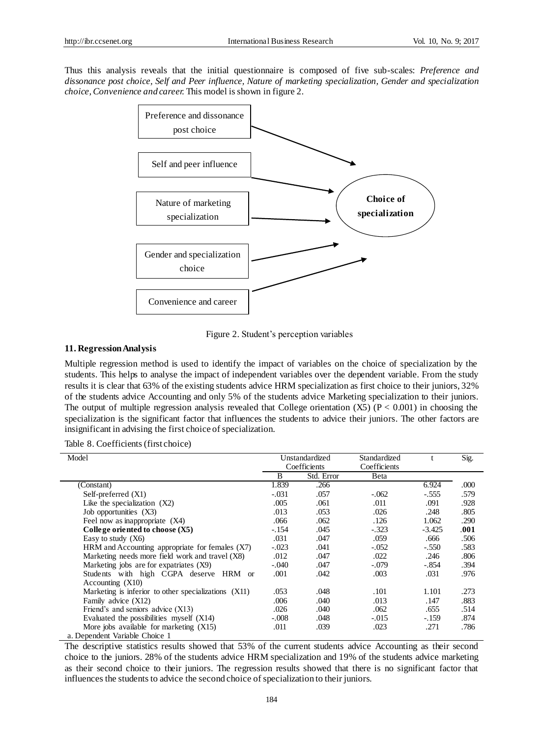Thus this analysis reveals that the initial questionnaire is composed of five sub-scales: *Preference and dissonance post choice, Self and Peer influence, Nature of marketing specialization, Gender and specialization choice, Convenience and career.* This model is shown in figure 2.

Preference and dissonance post choice

Self and peer influence

Nature of marketing specialization

Gender and specialization choice

Convenience and career

**Choice of specialization**

Figure 2. Student's perception variables

## 11. Regression Analysis

Multiple regression method is used to identify the impact of variables on the choice of specialization by the students. This helps to analyse the impact of independent variables over the dependent variable. From the study results it is clear that 63% of the existing students advice HRM specialization as first choice to their juniors, 32% of the students advice Accounting and only 5% of the students advice Marketing specialization to their juniors. The output of multiple regression analysis revealed that College orientation (X5) ($P < 0.001$) in choosing the specialization is the significant factor that influences the students to advice their juniors. The other factors are insignificant in advising the first choice of specialization.

Table 8. Coefficients (first choice)

| Model | Unstandardized Coefficients | | Standardized Coefficients | t | Sig. |
|---|---|---|---|---|---|
| | B | Std. Error | Beta | | |
| (Constant) | 1.839 | .266 | | 6.924 | .000 |
| Self-preferred (X1) | -.031 | .057 | -.062 | -.555 | .579 |
| Like the specialization (X2) | .005 | .061 | .011 | .091 | .928 |
| Job opportunities (X3) | .013 | .053 | .026 | .248 | .805 |
| Feel now as inappropriate (X4) | .066 | .062 | .126 | 1.062 | .290 |
| **College oriented to choose (X5)** | -.154 | .045 | -.323 | -3.425 | **.001** |
| Easy to study (X6) | .031 | .047 | .059 | .666 | .506 |
| HRM and Accounting appropriate for females (X7) | -.023 | .041 | -.052 | -.550 | .583 |
| Marketing needs more field work and travel (X8) | .012 | .047 | .022 | .246 | .806 |
| Marketing jobs are for expatriates (X9) | -.040 | .047 | -.079 | -.854 | .394 |
| Students with high CGPA deserve HRM or Accounting (X10) | .001 | .042 | .003 | .031 | .976 |
| Marketing is inferior to other specializations (X11) | .053 | .048 | .101 | 1.101 | .273 |
| Family advice (X12) | .006 | .040 | .013 | .147 | .883 |
| Friend's and seniors advice (X13) | .026 | .040 | .062 | .655 | .514 |
| Evaluated the possibilities myself (X14) | -.008 | .048 | -.015 | -.159 | .874 |
| More jobs available for marketing (X15) | .011 | .039 | .023 | .271 | .786 |

a. Dependent Variable Choice 1

The descriptive statistics results showed that 53% of the current students advice Accounting as their second choice to the juniors. 28% of the students advice HRM specialization and 19% of the students advice marketing as their second choice to their juniors. The regression results showed that there is no significant factor that influences the students to advice the second choice of specialization to their juniors.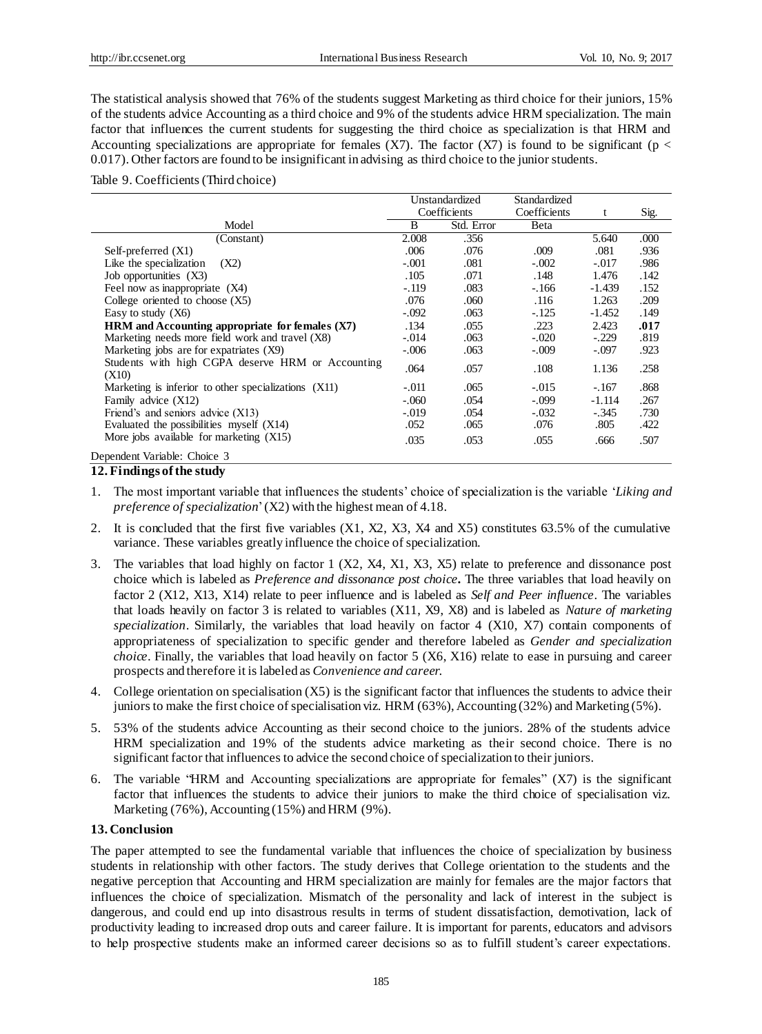The statistical analysis showed that 76% of the students suggest Marketing as third choice for their juniors, 15% of the students advice Accounting as a third choice and 9% of the students advice HRM specialization. The main factor that influences the current students for suggesting the third choice as specialization is that HRM and Accounting specializations are appropriate for females (X7). The factor (X7) is found to be significant ($p < 0.017$). Other factors are found to be insignificant in advising as third choice to the junior students.

Table 9. Coefficients (Third choice)

| Model | Unstandardized Coefficients | | Standardized Coefficients | t | Sig. |
|---|---|---|---|---|---|
| | B | Std. Error | Beta | | |
| (Constant) | 2.008 | .356 | | 5.640 | .000 |
| Self-preferred (X1) | .006 | .076 | .009 | .081 | .936 |
| Like the specialization (X2) | -.001 | .081 | -.002 | -.017 | .986 |
| Job opportunities (X3) | .105 | .071 | .148 | 1.476 | .142 |
| Feel now as inappropriate (X4) | -.119 | .083 | -.166 | -1.439 | .152 |
| College oriented to choose (X5) | .076 | .060 | .116 | 1.263 | .209 |
| Easy to study (X6) | -.092 | .063 | -.125 | -1.452 | .149 |
| **HRM and Accounting appropriate for females (X7)** | .134 | .055 | .223 | 2.423 | **.017** |
| Marketing needs more field work and travel (X8) | -.014 | .063 | -.020 | -.229 | .819 |
| Marketing jobs are for expatriates (X9) | -.006 | .063 | -.009 | -.097 | .923 |
| Students with high CGPA deserve HRM or Accounting (X10) | .064 | .057 | .108 | 1.136 | .258 |
| Marketing is inferior to other specializations (X11) | -.011 | .065 | -.015 | -.167 | .868 |
| Family advice (X12) | -.060 | .054 | -.099 | -1.114 | .267 |
| Friend's and seniors advice (X13) | -.019 | .054 | -.032 | -.345 | .730 |
| Evaluated the possibilities myself (X14) | .052 | .065 | .076 | .805 | .422 |
| More jobs available for marketing (X15) | .035 | .053 | .055 | .666 | .507 |

Dependent Variable: Choice 3

## 12. Findings of the study

1. The most important variable that influences the students' choice of specialization is the variable '*Liking and preference of specialization*' (X2) with the highest mean of 4.18.
2. It is concluded that the first five variables (X1, X2, X3, X4 and X5) constitutes 63.5% of the cumulative variance. These variables greatly influence the choice of specialization.
3. The variables that load highly on factor 1 (X2, X4, X1, X3, X5) relate to preference and dissonance post choice which is labeled as *Preference and dissonance post choice***.** The three variables that load heavily on factor 2 (X12, X13, X14) relate to peer influence and is labeled as *Self and Peer influence*. The variables that loads heavily on factor 3 is related to variables (X11, X9, X8) and is labeled as *Nature of marketing specialization*. Similarly, the variables that load heavily on factor 4 (X10, X7) contain components of appropriateness of specialization to specific gender and therefore labeled as *Gender and specialization choice*. Finally, the variables that load heavily on factor 5 (X6, X16) relate to ease in pursuing and career prospects and therefore it is labeled as *Convenience and career.*
4. College orientation on specialisation (X5) is the significant factor that influences the students to advice their juniors to make the first choice of specialisation viz. HRM (63%), Accounting (32%) and Marketing (5%).
5. 53% of the students advice Accounting as their second choice to the juniors. 28% of the students advice HRM specialization and 19% of the students advice marketing as their second choice. There is no significant factor that influences to advice the second choice of specialization to their juniors.
6. The variable "HRM and Accounting specializations are appropriate for females" (X7) is the significant factor that influences the students to advice their juniors to make the third choice of specialisation viz. Marketing (76%), Accounting (15%) and HRM (9%).

## 13. Conclusion

The paper attempted to see the fundamental variable that influences the choice of specialization by business students in relationship with other factors. The study derives that College orientation to the students and the negative perception that Accounting and HRM specialization are mainly for females are the major factors that influences the choice of specialization. Mismatch of the personality and lack of interest in the subject is dangerous, and could end up into disastrous results in terms of student dissatisfaction, demotivation, lack of productivity leading to increased drop outs and career failure. It is important for parents, educators and advisors to help prospective students make an informed career decisions so as to fulfill student's career expectations.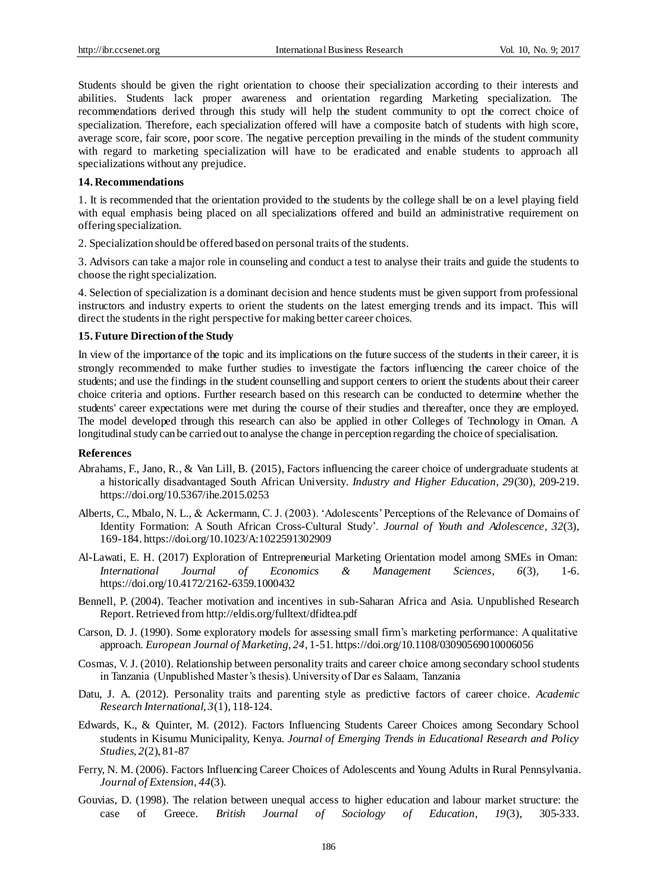Students should be given the right orientation to choose their specialization according to their interests and abilities. Students lack proper awareness and orientation regarding Marketing specialization. The recommendations derived through this study will help the student community to opt the correct choice of specialization. Therefore, each specialization offered will have a composite batch of students with high score, average score, fair score, poor score. The negative perception prevailing in the minds of the student community with regard to marketing specialization will have to be eradicated and enable students to approach all specializations without any prejudice.

## 14. Recommendations

1. It is recommended that the orientation provided to the students by the college shall be on a level playing field with equal emphasis being placed on all specializations offered and build an administrative requirement on offering specialization.

2. Specialization should be offered based on personal traits of the students.

3. Advisors can take a major role in counseling and conduct a test to analyse their traits and guide the students to choose the right specialization.

4. Selection of specialization is a dominant decision and hence students must be given support from professional instructors and industry experts to orient the students on the latest emerging trends and its impact. This will direct the students in the right perspective for making better career choices.

## 15. Future Direction of the Study

In view of the importance of the topic and its implications on the future success of the students in their career, it is strongly recommended to make further studies to investigate the factors influencing the career choice of the students; and use the findings in the student counselling and support centers to orient the students about their career choice criteria and options. Further research based on this research can be conducted to determine whether the students' career expectations were met during the course of their studies and thereafter, once they are employed. The model developed through this research can also be applied in other Colleges of Technology in Oman. A longitudinal study can be carried out to analyse the change in perception regarding the choice of specialisation.

## References

Abrahams, F., Jano, R., & Van Lill, B. (2015), Factors influencing the career choice of undergraduate students at a historically disadvantaged South African University. *Industry and Higher Education, 29*(30), 209-219. https://doi.org/10.5367/ihe.2015.0253

Alberts, C., Mbalo, N. L., & Ackermann, C. J. (2003). 'Adolescents' Perceptions of the Relevance of Domains of Identity Formation: A South African Cross-Cultural Study'. *Journal of Youth and Adolescence, 32*(3), 169-184. https://doi.org/10.1023/A:1022591302909

Al-Lawati, E. H. (2017) Exploration of Entrepreneurial Marketing Orientation model among SMEs in Oman: *International Journal of Economics & Management Sciences, 6*(3), 1-6. https://doi.org/10.4172/2162-6359.1000432

Bennell, P. (2004). Teacher motivation and incentives in sub-Saharan Africa and Asia. Unpublished Research Report. Retrieved from http://eldis.org/fulltext/dfidtea.pdf

Carson, D. J. (1990). Some exploratory models for assessing small firm's marketing performance: A qualitative approach. *European Journal of Marketing, 24*, 1-51. https://doi.org/10.1108/03090569010006056

Cosmas, V. J. (2010). Relationship between personality traits and career choice among secondary school students in Tanzania (Unpublished Master's thesis). University of Dar es Salaam, Tanzania

Datu, J. A. (2012). Personality traits and parenting style as predictive factors of career choice. *Academic Research International, 3*(1), 118-124.

Edwards, K., & Quinter, M. (2012). Factors Influencing Students Career Choices among Secondary School students in Kisumu Municipality, Kenya. *Journal of Emerging Trends in Educational Research and Policy Studies, 2*(2), 81-87

Ferry, N. M. (2006). Factors Influencing Career Choices of Adolescents and Young Adults in Rural Pennsylvania. *Journal of Extension, 44*(3).

Gouvias, D. (1998). The relation between unequal access to higher education and labour market structure: the case of Greece. *British Journal of Sociology of Education, 19*(3), 305-333.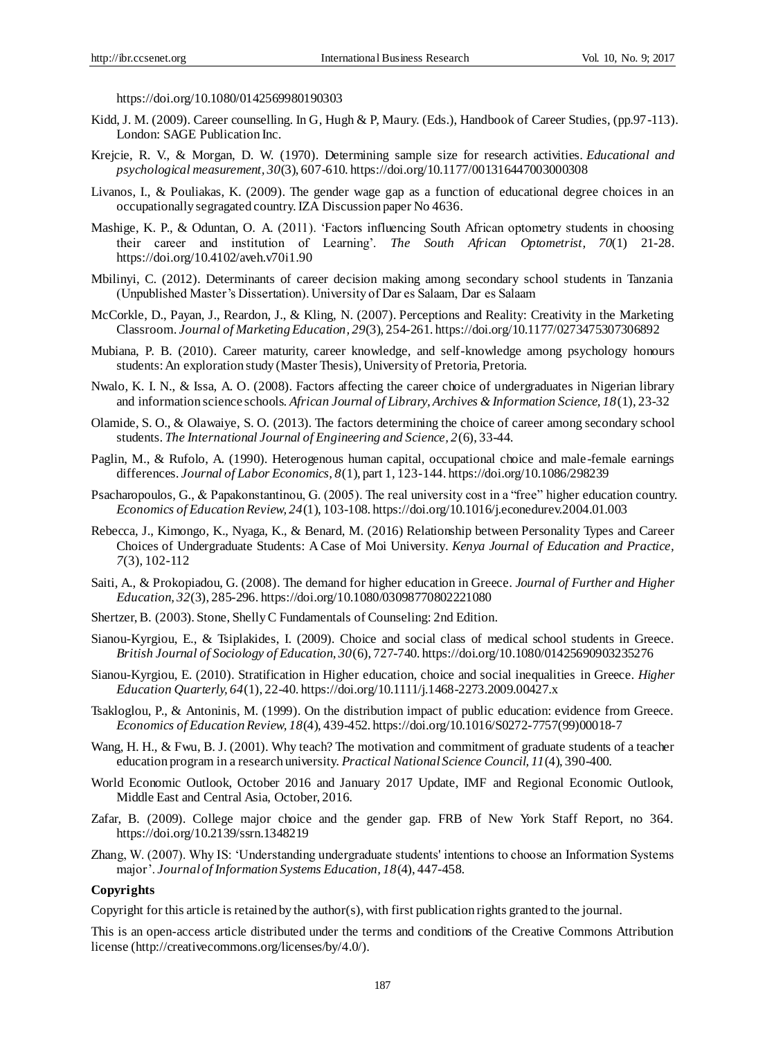https://doi.org/10.1080/0142569980190303

Kidd, J. M. (2009). Career counselling. In G, Hugh & P, Maury. (Eds.), Handbook of Career Studies, (pp.97-113). London: SAGE Publication Inc.

Krejcie, R. V., & Morgan, D. W. (1970). Determining sample size for research activities. *Educational and psychological measurement*, *30*(3), 607-610. https://doi.org/10.1177/001316447003000308

Livanos, I., & Pouliakas, K. (2009). The gender wage gap as a function of educational degree choices in an occupationally segragated country. IZA Discussion paper No 4636.

Mashige, K. P., & Oduntan, O. A. (2011). 'Factors influencing South African optometry students in choosing their career and institution of Learning'. *The South African Optometrist, 70*(1) 21-28. https://doi.org/10.4102/aveh.v70i1.90

Mbilinyi, C. (2012). Determinants of career decision making among secondary school students in Tanzania (Unpublished Master's Dissertation). University of Dar es Salaam, Dar es Salaam

McCorkle, D., Payan, J., Reardon, J., & Kling, N. (2007). Perceptions and Reality: Creativity in the Marketing Classroom. *Journal of Marketing Education, 29*(3), 254-261. https://doi.org/10.1177/0273475307306892

Mubiana, P. B. (2010). Career maturity, career knowledge, and self-knowledge among psychology honours students: An exploration study (Master Thesis), University of Pretoria, Pretoria.

Nwalo, K. I. N., & Issa, A. O. (2008). Factors affecting the career choice of undergraduates in Nigerian library and information science schools. *African Journal of Library, Archives & Information Science, 18*(1), 23-32

Olamide, S. O., & Olawaiye, S. O. (2013). The factors determining the choice of career among secondary school students. *The International Journal of Engineering and Science, 2*(6), 33-44.

Paglin, M., & Rufolo, A. (1990). Heterogenous human capital, occupational choice and male-female earnings differences. *Journal of Labor Economics, 8*(1), part 1, 123-144. https://doi.org/10.1086/298239

Psacharopoulos, G., & Papakonstantinou, G. (2005). The real university cost in a "free" higher education country. *Economics of Education Review, 24*(1), 103-108. https://doi.org/10.1016/j.econedurev.2004.01.003

Rebecca, J., Kimongo, K., Nyaga, K., & Benard, M. (2016) Relationship between Personality Types and Career Choices of Undergraduate Students: A Case of Moi University. *Kenya Journal of Education and Practice, 7*(3), 102-112

Saiti, A., & Prokopiadou, G. (2008). The demand for higher education in Greece. *Journal of Further and Higher Education, 32*(3), 285-296. https://doi.org/10.1080/03098770802221080

Shertzer, B. (2003). Stone, Shelly C Fundamentals of Counseling: 2nd Edition.

Sianou-Kyrgiou, E., & Tsiplakides, I. (2009). Choice and social class of medical school students in Greece. *British Journal of Sociology of Education, 30*(6), 727-740. https://doi.org/10.1080/01425690903235276

Sianou-Kyrgiou, E. (2010). Stratification in Higher education, choice and social inequalities in Greece. *Higher Education Quarterly, 64*(1), 22-40. https://doi.org/10.1111/j.1468-2273.2009.00427.x

Tsakloglou, P., & Antoninis, M. (1999). On the distribution impact of public education: evidence from Greece. *Economics of Education Review, 18*(4), 439-452. https://doi.org/10.1016/S0272-7757(99)00018-7

Wang, H. H., & Fwu, B. J. (2001). Why teach? The motivation and commitment of graduate students of a teacher education program in a research university. *Practical National Science Council, 11*(4), 390-400.

World Economic Outlook, October 2016 and January 2017 Update, IMF and Regional Economic Outlook, Middle East and Central Asia, October, 2016.

Zafar, B. (2009). College major choice and the gender gap. FRB of New York Staff Report, no 364. https://doi.org/10.2139/ssrn.1348219

Zhang, W. (2007). Why IS: 'Understanding undergraduate students' intentions to choose an Information Systems major'. *Journal of Information Systems Education, 18*(4), 447-458.

**Copyrights**

Copyright for this article is retained by the author(s), with first publication rights granted to the journal.

This is an open-access article distributed under the terms and conditions of the Creative Commons Attribution license (http://creativecommons.org/licenses/by/4.0/).